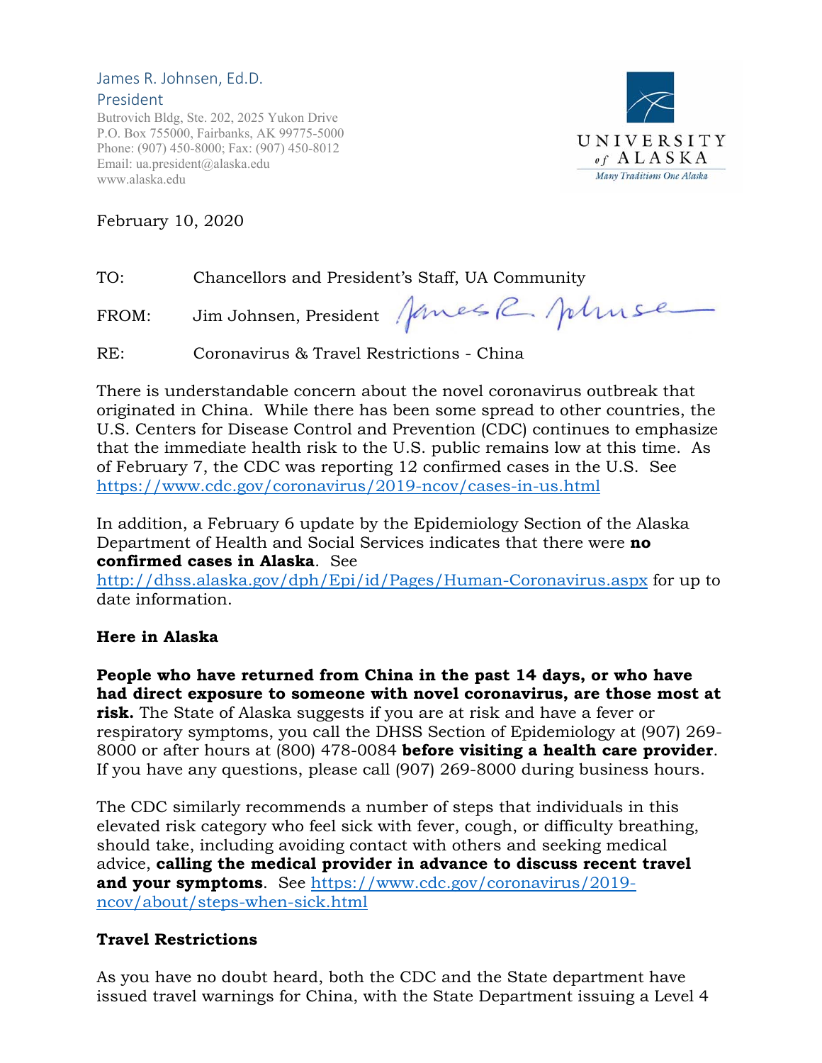James R. Johnsen, Ed.D.
President
Butrovich Bldg, Ste. 202, 2025 Yukon Drive
P.O. Box 755000, Fairbanks, AK 99775-5000
Phone: (907) 450-8000; Fax: (907) 450-8012
Email: ua.president@alaska.edu
www.alaska.edu

UNIVERSITY of ALASKA
*Many Traditions One Alaska*

February 10, 2020

TO: Chancellors and President's Staff, UA Community

FROM: Jim Johnsen, President

RE: Coronavirus & Travel Restrictions - China

There is understandable concern about the novel coronavirus outbreak that originated in China. While there has been some spread to other countries, the U.S. Centers for Disease Control and Prevention (CDC) continues to emphasize that the immediate health risk to the U.S. public remains low at this time. As of February 7, the CDC was reporting 12 confirmed cases in the U.S. See https://www.cdc.gov/coronavirus/2019-ncov/cases-in-us.html

In addition, a February 6 update by the Epidemiology Section of the Alaska Department of Health and Social Services indicates that there were **no confirmed cases in Alaska**. See http://dhss.alaska.gov/dph/Epi/id/Pages/Human-Coronavirus.aspx for up to date information.

**Here in Alaska**

**People who have returned from China in the past 14 days, or who have had direct exposure to someone with novel coronavirus, are those most at risk.** The State of Alaska suggests if you are at risk and have a fever or respiratory symptoms, you call the DHSS Section of Epidemiology at (907) 269-8000 or after hours at (800) 478-0084 **before visiting a health care provider**. If you have any questions, please call (907) 269-8000 during business hours.

The CDC similarly recommends a number of steps that individuals in this elevated risk category who feel sick with fever, cough, or difficulty breathing, should take, including avoiding contact with others and seeking medical advice, **calling the medical provider in advance to discuss recent travel and your symptoms**. See https://www.cdc.gov/coronavirus/2019-ncov/about/steps-when-sick.html

**Travel Restrictions**

As you have no doubt heard, both the CDC and the State department have issued travel warnings for China, with the State Department issuing a Level 4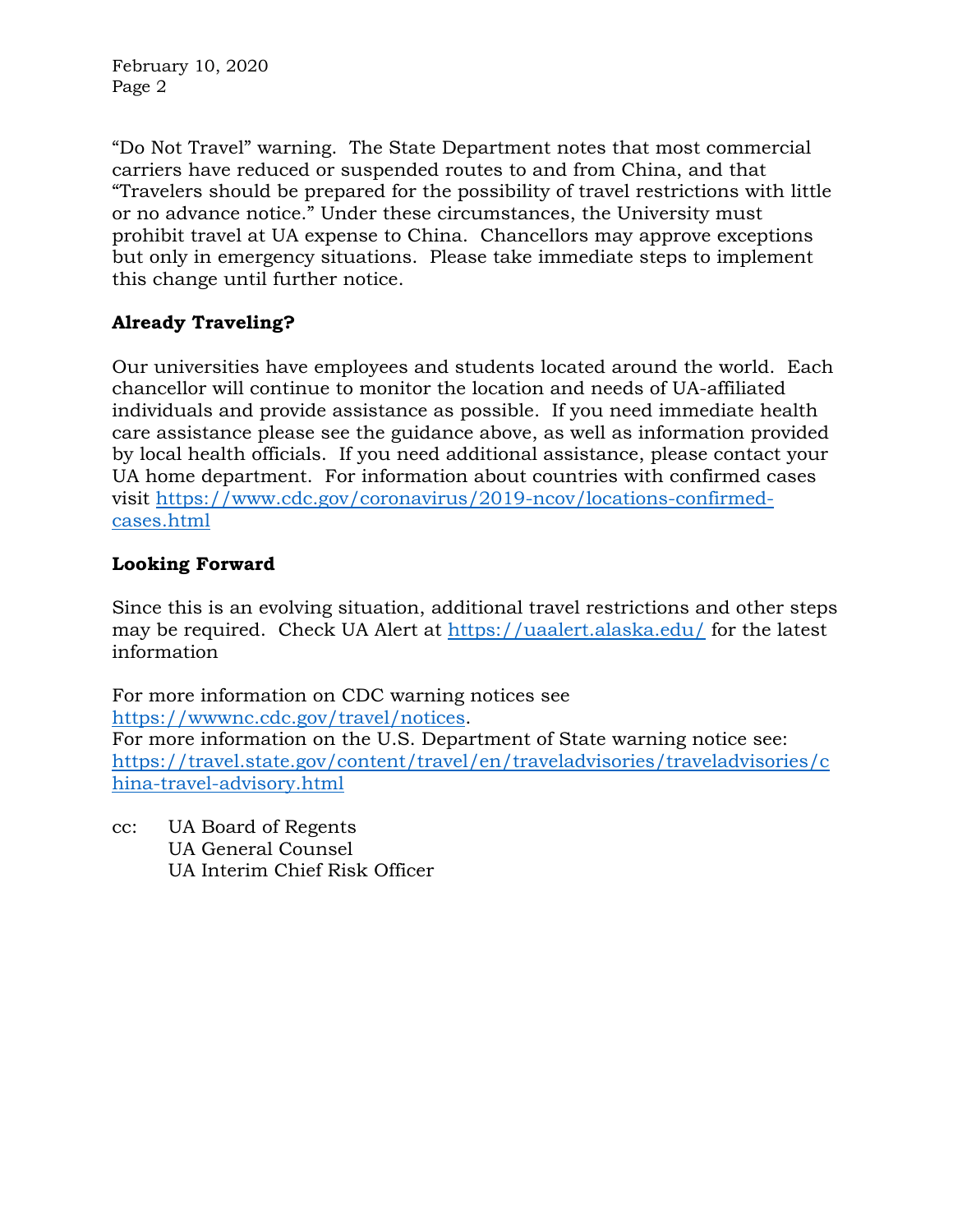"Do Not Travel" warning. The State Department notes that most commercial carriers have reduced or suspended routes to and from China, and that "Travelers should be prepared for the possibility of travel restrictions with little or no advance notice." Under these circumstances, the University must prohibit travel at UA expense to China. Chancellors may approve exceptions but only in emergency situations. Please take immediate steps to implement this change until further notice.

**Already Traveling?**

Our universities have employees and students located around the world. Each chancellor will continue to monitor the location and needs of UA-affiliated individuals and provide assistance as possible. If you need immediate health care assistance please see the guidance above, as well as information provided by local health officials. If you need additional assistance, please contact your UA home department. For information about countries with confirmed cases visit https://www.cdc.gov/coronavirus/2019-ncov/locations-confirmed-cases.html

**Looking Forward**

Since this is an evolving situation, additional travel restrictions and other steps may be required. Check UA Alert at https://uaalert.alaska.edu/ for the latest information

For more information on CDC warning notices see https://wwwnc.cdc.gov/travel/notices.
For more information on the U.S. Department of State warning notice see: https://travel.state.gov/content/travel/en/traveladvisories/traveladvisories/china-travel-advisory.html

cc: UA Board of Regents
UA General Counsel
UA Interim Chief Risk Officer